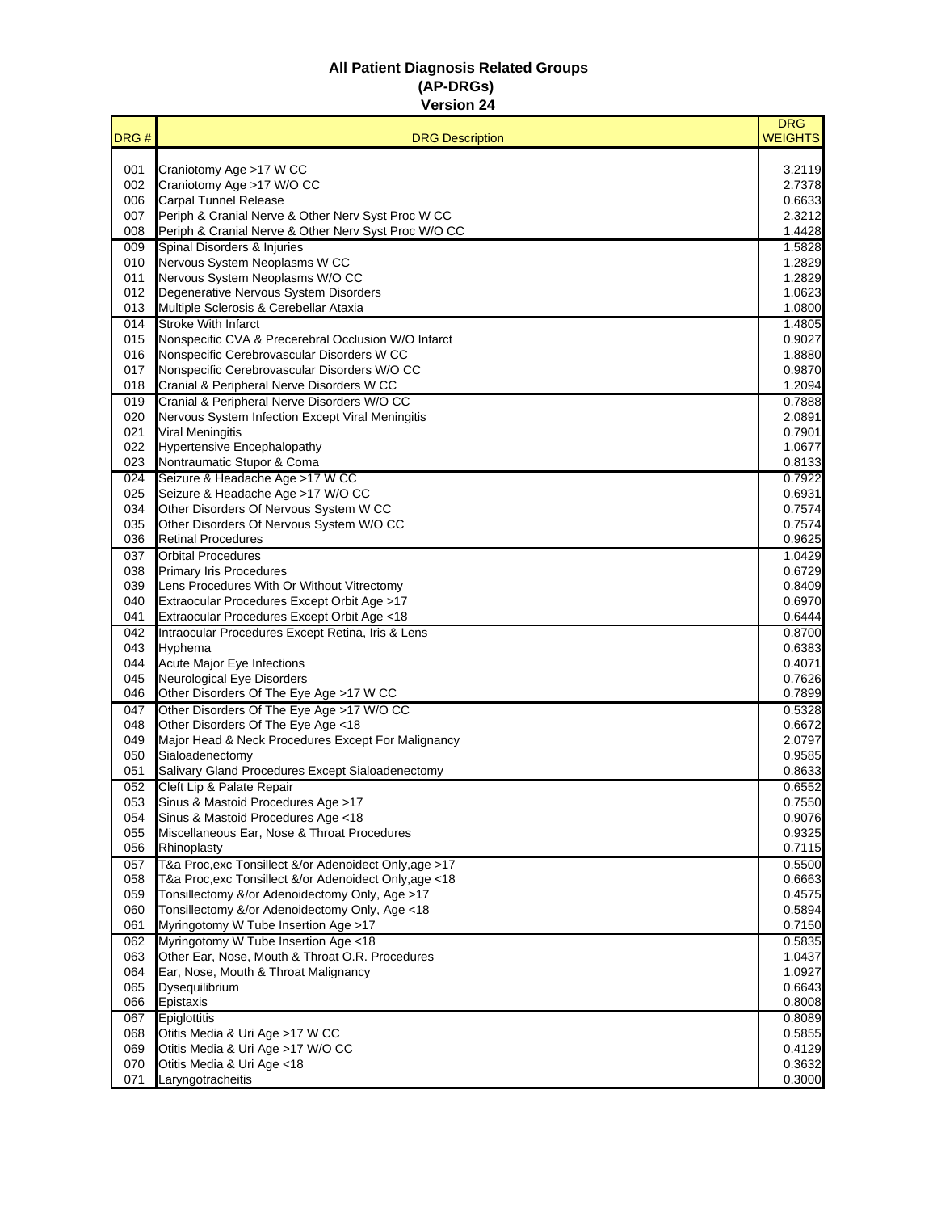# All Patient Diagnosis Related Groups
# (AP-DRGs)
# Version 24

| DRG # | DRG Description | DRG WEIGHTS |
|---|---|---|
| 001 | Craniotomy Age >17 W CC | 3.2119 |
| 002 | Craniotomy Age >17 W/O CC | 2.7378 |
| 006 | Carpal Tunnel Release | 0.6633 |
| 007 | Periph & Cranial Nerve & Other Nerv Syst Proc W CC | 2.3212 |
| 008 | Periph & Cranial Nerve & Other Nerv Syst Proc W/O CC | 1.4428 |
| 009 | Spinal Disorders & Injuries | 1.5828 |
| 010 | Nervous System Neoplasms W CC | 1.2829 |
| 011 | Nervous System Neoplasms W/O CC | 1.2829 |
| 012 | Degenerative Nervous System Disorders | 1.0623 |
| 013 | Multiple Sclerosis & Cerebellar Ataxia | 1.0800 |
| 014 | Stroke With Infarct | 1.4805 |
| 015 | Nonspecific CVA & Precerebral Occlusion W/O Infarct | 0.9027 |
| 016 | Nonspecific Cerebrovascular Disorders W CC | 1.8880 |
| 017 | Nonspecific Cerebrovascular Disorders W/O CC | 0.9870 |
| 018 | Cranial & Peripheral Nerve Disorders W CC | 1.2094 |
| 019 | Cranial & Peripheral Nerve Disorders W/O CC | 0.7888 |
| 020 | Nervous System Infection Except Viral Meningitis | 2.0891 |
| 021 | Viral Meningitis | 0.7901 |
| 022 | Hypertensive Encephalopathy | 1.0677 |
| 023 | Nontraumatic Stupor & Coma | 0.8133 |
| 024 | Seizure & Headache Age >17 W CC | 0.7922 |
| 025 | Seizure & Headache Age >17 W/O CC | 0.6931 |
| 034 | Other Disorders Of Nervous System W CC | 0.7574 |
| 035 | Other Disorders Of Nervous System W/O CC | 0.7574 |
| 036 | Retinal Procedures | 0.9625 |
| 037 | Orbital Procedures | 1.0429 |
| 038 | Primary Iris Procedures | 0.6729 |
| 039 | Lens Procedures With Or Without Vitrectomy | 0.8409 |
| 040 | Extraocular Procedures Except Orbit Age >17 | 0.6970 |
| 041 | Extraocular Procedures Except Orbit Age <18 | 0.6444 |
| 042 | Intraocular Procedures Except Retina, Iris & Lens | 0.8700 |
| 043 | Hyphema | 0.6383 |
| 044 | Acute Major Eye Infections | 0.4071 |
| 045 | Neurological Eye Disorders | 0.7626 |
| 046 | Other Disorders Of The Eye Age >17 W CC | 0.7899 |
| 047 | Other Disorders Of The Eye Age >17 W/O CC | 0.5328 |
| 048 | Other Disorders Of The Eye Age <18 | 0.6672 |
| 049 | Major Head & Neck Procedures Except For Malignancy | 2.0797 |
| 050 | Sialoadenectomy | 0.9585 |
| 051 | Salivary Gland Procedures Except Sialoadenectomy | 0.8633 |
| 052 | Cleft Lip & Palate Repair | 0.6552 |
| 053 | Sinus & Mastoid Procedures Age >17 | 0.7550 |
| 054 | Sinus & Mastoid Procedures Age <18 | 0.9076 |
| 055 | Miscellaneous Ear, Nose & Throat Procedures | 0.9325 |
| 056 | Rhinoplasty | 0.7115 |
| 057 | T&a Proc,exc Tonsillect &/or Adenoidect Only,age >17 | 0.5500 |
| 058 | T&a Proc,exc Tonsillect &/or Adenoidect Only,age <18 | 0.6663 |
| 059 | Tonsillectomy &/or Adenoidectomy Only, Age >17 | 0.4575 |
| 060 | Tonsillectomy &/or Adenoidectomy Only, Age <18 | 0.5894 |
| 061 | Myringotomy W Tube Insertion Age >17 | 0.7150 |
| 062 | Myringotomy W Tube Insertion Age <18 | 0.5835 |
| 063 | Other Ear, Nose, Mouth & Throat O.R. Procedures | 1.0437 |
| 064 | Ear, Nose, Mouth & Throat Malignancy | 1.0927 |
| 065 | Dysequilibrium | 0.6643 |
| 066 | Epistaxis | 0.8008 |
| 067 | Epiglottitis | 0.8089 |
| 068 | Otitis Media & Uri Age >17 W CC | 0.5855 |
| 069 | Otitis Media & Uri Age >17 W/O CC | 0.4129 |
| 070 | Otitis Media & Uri Age <18 | 0.3632 |
| 071 | Laryngotracheitis | 0.3000 |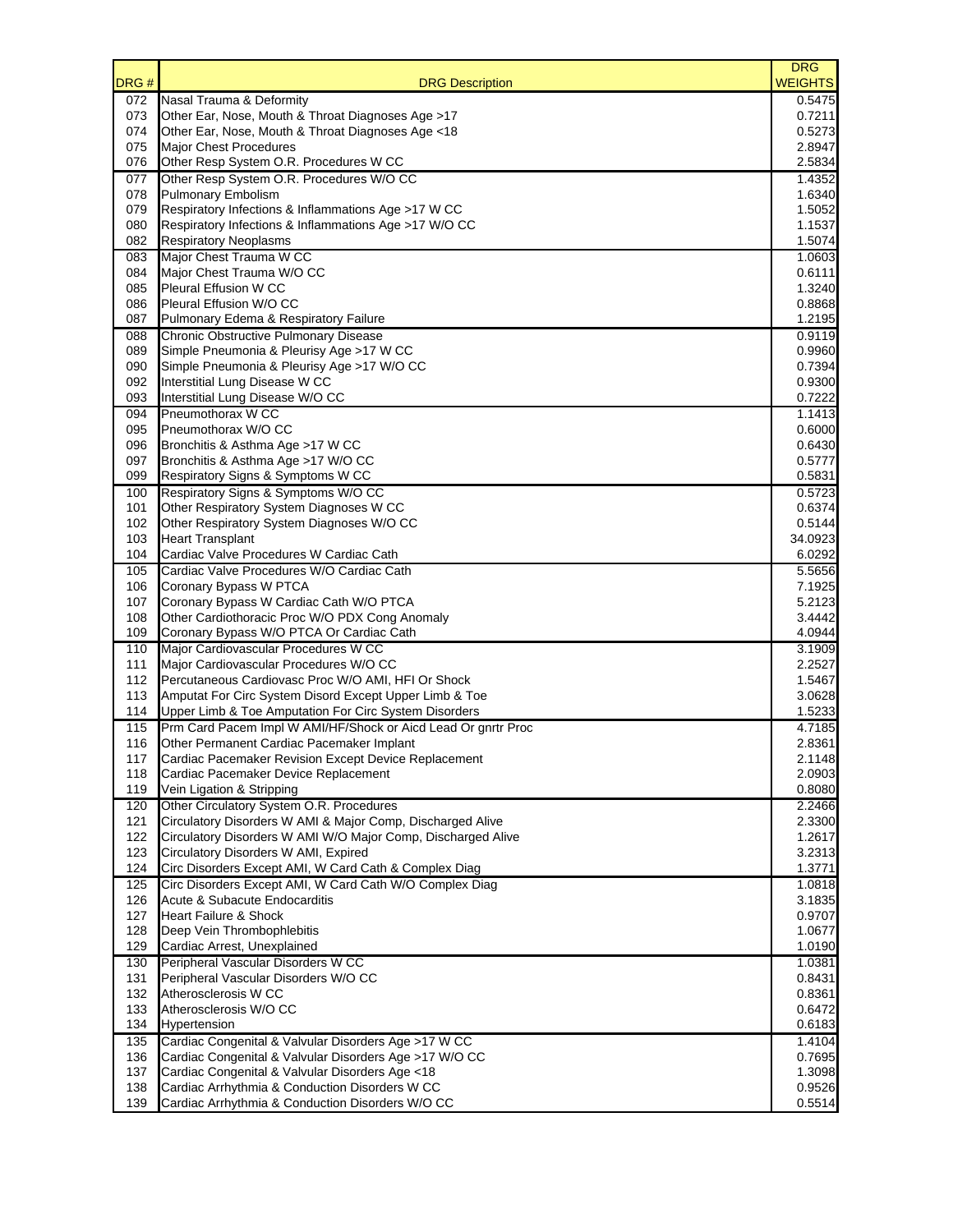| DRG # | DRG Description | DRG WEIGHTS |
|---|---|---|
| 072 | Nasal Trauma & Deformity | 0.5475 |
| 073 | Other Ear, Nose, Mouth & Throat Diagnoses Age >17 | 0.7211 |
| 074 | Other Ear, Nose, Mouth & Throat Diagnoses Age <18 | 0.5273 |
| 075 | Major Chest Procedures | 2.8947 |
| 076 | Other Resp System O.R. Procedures W CC | 2.5834 |
| 077 | Other Resp System O.R. Procedures W/O CC | 1.4352 |
| 078 | Pulmonary Embolism | 1.6340 |
| 079 | Respiratory Infections & Inflammations Age >17 W CC | 1.5052 |
| 080 | Respiratory Infections & Inflammations Age >17 W/O CC | 1.1537 |
| 082 | Respiratory Neoplasms | 1.5074 |
| 083 | Major Chest Trauma W CC | 1.0603 |
| 084 | Major Chest Trauma W/O CC | 0.6111 |
| 085 | Pleural Effusion W CC | 1.3240 |
| 086 | Pleural Effusion W/O CC | 0.8868 |
| 087 | Pulmonary Edema & Respiratory Failure | 1.2195 |
| 088 | Chronic Obstructive Pulmonary Disease | 0.9119 |
| 089 | Simple Pneumonia & Pleurisy Age >17 W CC | 0.9960 |
| 090 | Simple Pneumonia & Pleurisy Age >17 W/O CC | 0.7394 |
| 092 | Interstitial Lung Disease W CC | 0.9300 |
| 093 | Interstitial Lung Disease W/O CC | 0.7222 |
| 094 | Pneumothorax W CC | 1.1413 |
| 095 | Pneumothorax W/O CC | 0.6000 |
| 096 | Bronchitis & Asthma Age >17 W CC | 0.6430 |
| 097 | Bronchitis & Asthma Age >17 W/O CC | 0.5777 |
| 099 | Respiratory Signs & Symptoms W CC | 0.5831 |
| 100 | Respiratory Signs & Symptoms W/O CC | 0.5723 |
| 101 | Other Respiratory System Diagnoses W CC | 0.6374 |
| 102 | Other Respiratory System Diagnoses W/O CC | 0.5144 |
| 103 | Heart Transplant | 34.0923 |
| 104 | Cardiac Valve Procedures W Cardiac Cath | 6.0292 |
| 105 | Cardiac Valve Procedures W/O Cardiac Cath | 5.5656 |
| 106 | Coronary Bypass W PTCA | 7.1925 |
| 107 | Coronary Bypass W Cardiac Cath W/O PTCA | 5.2123 |
| 108 | Other Cardiothoracic Proc W/O PDX Cong Anomaly | 3.4442 |
| 109 | Coronary Bypass W/O PTCA Or Cardiac Cath | 4.0944 |
| 110 | Major Cardiovascular Procedures W CC | 3.1909 |
| 111 | Major Cardiovascular Procedures W/O CC | 2.2527 |
| 112 | Percutaneous Cardiovasc Proc W/O AMI, HFI Or Shock | 1.5467 |
| 113 | Amputat For Circ System Disord Except Upper Limb & Toe | 3.0628 |
| 114 | Upper Limb & Toe Amputation For Circ System Disorders | 1.5233 |
| 115 | Prm Card Pacem Impl W AMI/HF/Shock or Aicd Lead Or gnrtr Proc | 4.7185 |
| 116 | Other Permanent Cardiac Pacemaker Implant | 2.8361 |
| 117 | Cardiac Pacemaker Revision Except Device Replacement | 2.1148 |
| 118 | Cardiac Pacemaker Device Replacement | 2.0903 |
| 119 | Vein Ligation & Stripping | 0.8080 |
| 120 | Other Circulatory System O.R. Procedures | 2.2466 |
| 121 | Circulatory Disorders W AMI & Major Comp, Discharged Alive | 2.3300 |
| 122 | Circulatory Disorders W AMI W/O Major Comp, Discharged Alive | 1.2617 |
| 123 | Circulatory Disorders W AMI, Expired | 3.2313 |
| 124 | Circ Disorders Except AMI, W Card Cath & Complex Diag | 1.3771 |
| 125 | Circ Disorders Except AMI, W Card Cath W/O Complex Diag | 1.0818 |
| 126 | Acute & Subacute Endocarditis | 3.1835 |
| 127 | Heart Failure & Shock | 0.9707 |
| 128 | Deep Vein Thrombophlebitis | 1.0677 |
| 129 | Cardiac Arrest, Unexplained | 1.0190 |
| 130 | Peripheral Vascular Disorders W CC | 1.0381 |
| 131 | Peripheral Vascular Disorders W/O CC | 0.8431 |
| 132 | Atherosclerosis W CC | 0.8361 |
| 133 | Atherosclerosis W/O CC | 0.6472 |
| 134 | Hypertension | 0.6183 |
| 135 | Cardiac Congenital & Valvular Disorders Age >17 W CC | 1.4104 |
| 136 | Cardiac Congenital & Valvular Disorders Age >17 W/O CC | 0.7695 |
| 137 | Cardiac Congenital & Valvular Disorders Age <18 | 1.3098 |
| 138 | Cardiac Arrhythmia & Conduction Disorders W CC | 0.9526 |
| 139 | Cardiac Arrhythmia & Conduction Disorders W/O CC | 0.5514 |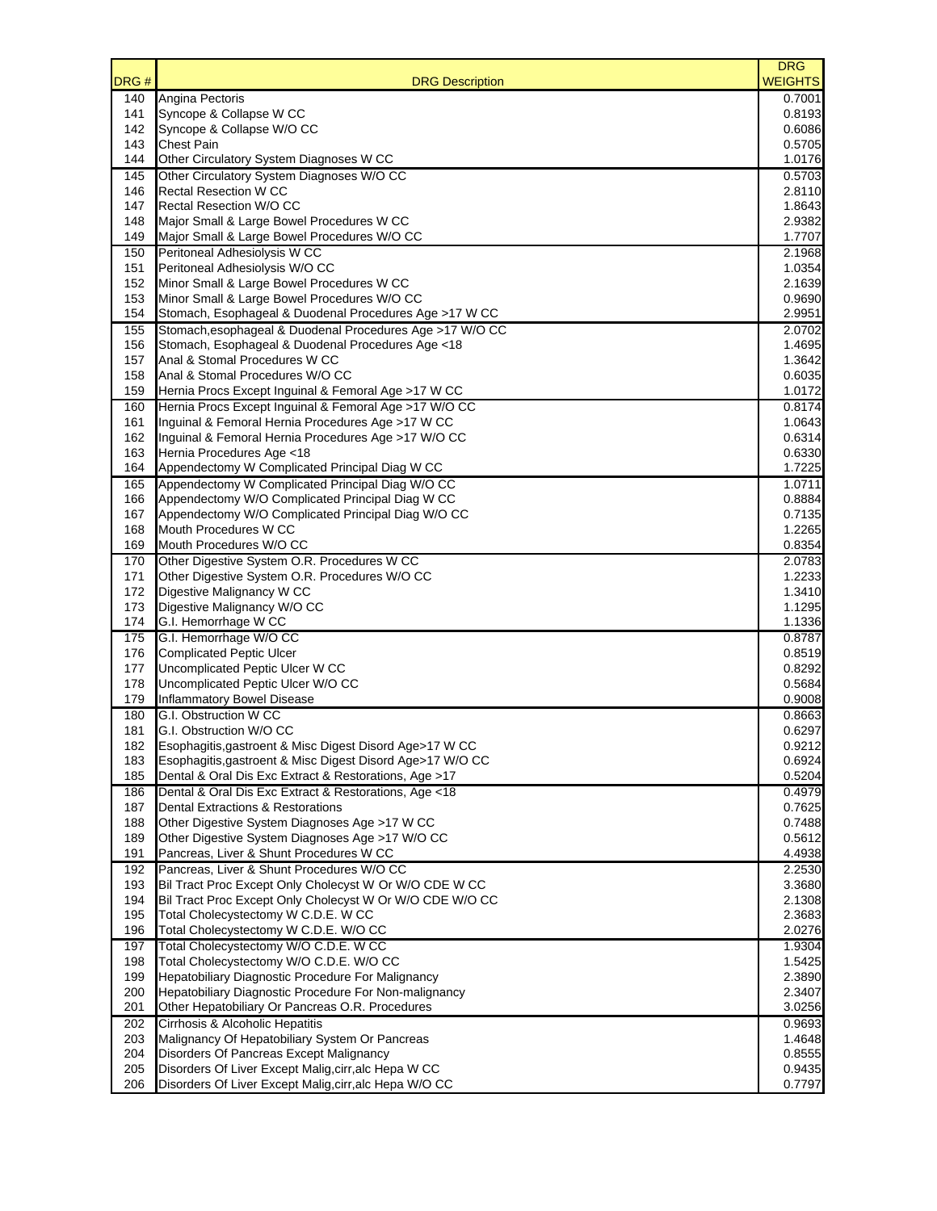| DRG # | DRG Description | DRG WEIGHTS |
|---|---|---|
| 140 | Angina Pectoris | 0.7001 |
| 141 | Syncope & Collapse W CC | 0.8193 |
| 142 | Syncope & Collapse W/O CC | 0.6086 |
| 143 | Chest Pain | 0.5705 |
| 144 | Other Circulatory System Diagnoses W CC | 1.0176 |
| 145 | Other Circulatory System Diagnoses W/O CC | 0.5703 |
| 146 | Rectal Resection W CC | 2.8110 |
| 147 | Rectal Resection W/O CC | 1.8643 |
| 148 | Major Small & Large Bowel Procedures W CC | 2.9382 |
| 149 | Major Small & Large Bowel Procedures W/O CC | 1.7707 |
| 150 | Peritoneal Adhesiolysis W CC | 2.1968 |
| 151 | Peritoneal Adhesiolysis W/O CC | 1.0354 |
| 152 | Minor Small & Large Bowel Procedures W CC | 2.1639 |
| 153 | Minor Small & Large Bowel Procedures W/O CC | 0.9690 |
| 154 | Stomach, Esophageal & Duodenal Procedures Age >17 W CC | 2.9951 |
| 155 | Stomach,esophageal & Duodenal Procedures Age >17 W/O CC | 2.0702 |
| 156 | Stomach, Esophageal & Duodenal Procedures Age <18 | 1.4695 |
| 157 | Anal & Stomal Procedures W CC | 1.3642 |
| 158 | Anal & Stomal Procedures W/O CC | 0.6035 |
| 159 | Hernia Procs Except Inguinal & Femoral Age >17 W CC | 1.0172 |
| 160 | Hernia Procs Except Inguinal & Femoral Age >17 W/O CC | 0.8174 |
| 161 | Inguinal & Femoral Hernia Procedures Age >17 W CC | 1.0643 |
| 162 | Inguinal & Femoral Hernia Procedures Age >17 W/O CC | 0.6314 |
| 163 | Hernia Procedures Age <18 | 0.6330 |
| 164 | Appendectomy W Complicated Principal Diag W CC | 1.7225 |
| 165 | Appendectomy W Complicated Principal Diag W/O CC | 1.0711 |
| 166 | Appendectomy W/O Complicated Principal Diag W CC | 0.8884 |
| 167 | Appendectomy W/O Complicated Principal Diag W/O CC | 0.7135 |
| 168 | Mouth Procedures W CC | 1.2265 |
| 169 | Mouth Procedures W/O CC | 0.8354 |
| 170 | Other Digestive System O.R. Procedures W CC | 2.0783 |
| 171 | Other Digestive System O.R. Procedures W/O CC | 1.2233 |
| 172 | Digestive Malignancy W CC | 1.3410 |
| 173 | Digestive Malignancy W/O CC | 1.1295 |
| 174 | G.I. Hemorrhage W CC | 1.1336 |
| 175 | G.I. Hemorrhage W/O CC | 0.8787 |
| 176 | Complicated Peptic Ulcer | 0.8519 |
| 177 | Uncomplicated Peptic Ulcer W CC | 0.8292 |
| 178 | Uncomplicated Peptic Ulcer W/O CC | 0.5684 |
| 179 | Inflammatory Bowel Disease | 0.9008 |
| 180 | G.I. Obstruction W CC | 0.8663 |
| 181 | G.I. Obstruction W/O CC | 0.6297 |
| 182 | Esophagitis,gastroent & Misc Digest Disord Age>17 W CC | 0.9212 |
| 183 | Esophagitis,gastroent & Misc Digest Disord Age>17 W/O CC | 0.6924 |
| 185 | Dental & Oral Dis Exc Extract & Restorations, Age >17 | 0.5204 |
| 186 | Dental & Oral Dis Exc Extract & Restorations, Age <18 | 0.4979 |
| 187 | Dental Extractions & Restorations | 0.7625 |
| 188 | Other Digestive System Diagnoses Age >17 W CC | 0.7488 |
| 189 | Other Digestive System Diagnoses Age >17 W/O CC | 0.5612 |
| 191 | Pancreas, Liver & Shunt Procedures W CC | 4.4938 |
| 192 | Pancreas, Liver & Shunt Procedures W/O CC | 2.2530 |
| 193 | Bil Tract Proc Except Only Cholecyst W Or W/O CDE W CC | 3.3680 |
| 194 | Bil Tract Proc Except Only Cholecyst W Or W/O CDE W/O CC | 2.1308 |
| 195 | Total Cholecystectomy W C.D.E. W CC | 2.3683 |
| 196 | Total Cholecystectomy W C.D.E. W/O CC | 2.0276 |
| 197 | Total Cholecystectomy W/O C.D.E. W CC | 1.9304 |
| 198 | Total Cholecystectomy W/O C.D.E. W/O CC | 1.5425 |
| 199 | Hepatobiliary Diagnostic Procedure For Malignancy | 2.3890 |
| 200 | Hepatobiliary Diagnostic Procedure For Non-malignancy | 2.3407 |
| 201 | Other Hepatobiliary Or Pancreas O.R. Procedures | 3.0256 |
| 202 | Cirrhosis & Alcoholic Hepatitis | 0.9693 |
| 203 | Malignancy Of Hepatobiliary System Or Pancreas | 1.4648 |
| 204 | Disorders Of Pancreas Except Malignancy | 0.8555 |
| 205 | Disorders Of Liver Except Malig,cirr,alc Hepa W CC | 0.9435 |
| 206 | Disorders Of Liver Except Malig,cirr,alc Hepa W/O CC | 0.7797 |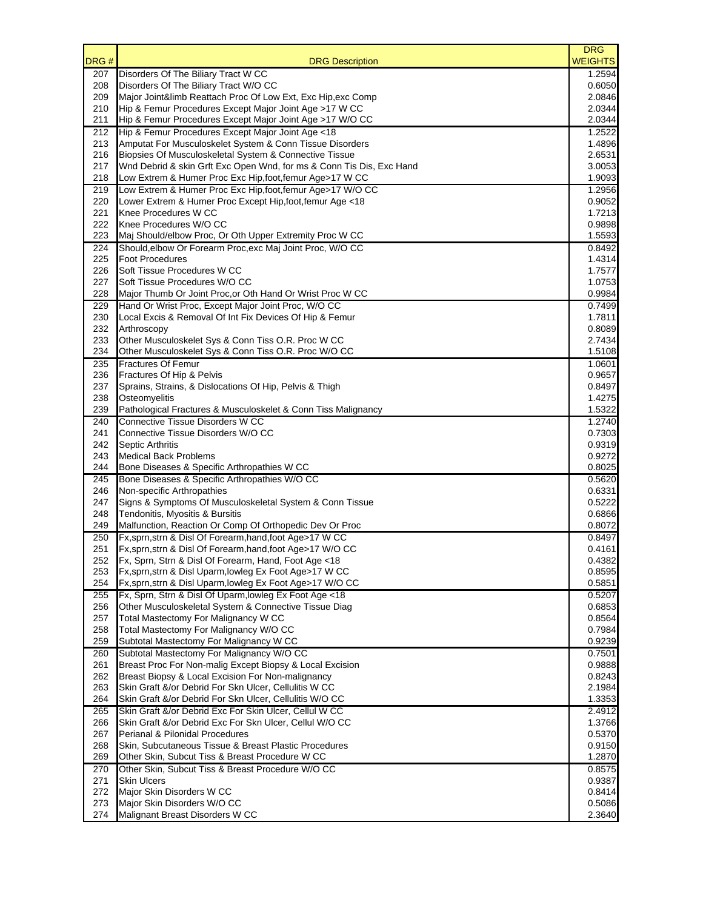| DRG # | DRG Description | DRG WEIGHTS |
|---|---|---|
| 207 | Disorders Of The Biliary Tract W CC | 1.2594 |
| 208 | Disorders Of The Biliary Tract W/O CC | 0.6050 |
| 209 | Major Joint&limb Reattach Proc Of Low Ext, Exc Hip,exc Comp | 2.0846 |
| 210 | Hip & Femur Procedures Except Major Joint Age >17 W CC | 2.0344 |
| 211 | Hip & Femur Procedures Except Major Joint Age >17 W/O CC | 2.0344 |
| 212 | Hip & Femur Procedures Except Major Joint Age <18 | 1.2522 |
| 213 | Amputat For Musculoskelet System & Conn Tissue Disorders | 1.4896 |
| 216 | Biopsies Of Musculoskeletal System & Connective Tissue | 2.6531 |
| 217 | Wnd Debrid & skin Grft Exc Open Wnd, for ms & Conn Tis Dis, Exc Hand | 3.0053 |
| 218 | Low Extrem & Humer Proc Exc Hip,foot,femur Age>17 W CC | 1.9093 |
| 219 | Low Extrem & Humer Proc Exc Hip,foot,femur Age>17 W/O CC | 1.2956 |
| 220 | Lower Extrem & Humer Proc Except Hip,foot,femur Age <18 | 0.9052 |
| 221 | Knee Procedures W CC | 1.7213 |
| 222 | Knee Procedures W/O CC | 0.9898 |
| 223 | Maj Should/elbow Proc, Or Oth Upper Extremity Proc W CC | 1.5593 |
| 224 | Should,elbow Or Forearm Proc,exc Maj Joint Proc, W/O CC | 0.8492 |
| 225 | Foot Procedures | 1.4314 |
| 226 | Soft Tissue Procedures W CC | 1.7577 |
| 227 | Soft Tissue Procedures W/O CC | 1.0753 |
| 228 | Major Thumb Or Joint Proc,or Oth Hand Or Wrist Proc W CC | 0.9984 |
| 229 | Hand Or Wrist Proc, Except Major Joint Proc, W/O CC | 0.7499 |
| 230 | Local Excis & Removal Of Int Fix Devices Of Hip & Femur | 1.7811 |
| 232 | Arthroscopy | 0.8089 |
| 233 | Other Musculoskelet Sys & Conn Tiss O.R. Proc W CC | 2.7434 |
| 234 | Other Musculoskelet Sys & Conn Tiss O.R. Proc W/O CC | 1.5108 |
| 235 | Fractures Of Femur | 1.0601 |
| 236 | Fractures Of Hip & Pelvis | 0.9657 |
| 237 | Sprains, Strains, & Dislocations Of Hip, Pelvis & Thigh | 0.8497 |
| 238 | Osteomyelitis | 1.4275 |
| 239 | Pathological Fractures & Musculoskelet & Conn Tiss Malignancy | 1.5322 |
| 240 | Connective Tissue Disorders W CC | 1.2740 |
| 241 | Connective Tissue Disorders W/O CC | 0.7303 |
| 242 | Septic Arthritis | 0.9319 |
| 243 | Medical Back Problems | 0.9272 |
| 244 | Bone Diseases & Specific Arthropathies W CC | 0.8025 |
| 245 | Bone Diseases & Specific Arthropathies W/O CC | 0.5620 |
| 246 | Non-specific Arthropathies | 0.6331 |
| 247 | Signs & Symptoms Of Musculoskeletal System & Conn Tissue | 0.5222 |
| 248 | Tendonitis, Myositis & Bursitis | 0.6866 |
| 249 | Malfunction, Reaction Or Comp Of Orthopedic Dev Or Proc | 0.8072 |
| 250 | Fx,sprn,strn & Disl Of Forearm,hand,foot Age>17 W CC | 0.8497 |
| 251 | Fx,sprn,strn & Disl Of Forearm,hand,foot Age>17 W/O CC | 0.4161 |
| 252 | Fx, Sprn, Strn & Disl Of Forearm, Hand, Foot Age <18 | 0.4382 |
| 253 | Fx,sprn,strn & Disl Uparm,lowleg Ex Foot Age>17 W CC | 0.8595 |
| 254 | Fx,sprn,strn & Disl Uparm,lowleg Ex Foot Age>17 W/O CC | 0.5851 |
| 255 | Fx, Sprn, Strn & Disl Of Uparm,lowleg Ex Foot Age <18 | 0.5207 |
| 256 | Other Musculoskeletal System & Connective Tissue Diag | 0.6853 |
| 257 | Total Mastectomy For Malignancy W CC | 0.8564 |
| 258 | Total Mastectomy For Malignancy W/O CC | 0.7984 |
| 259 | Subtotal Mastectomy For Malignancy W CC | 0.9239 |
| 260 | Subtotal Mastectomy For Malignancy W/O CC | 0.7501 |
| 261 | Breast Proc For Non-malig Except Biopsy & Local Excision | 0.9888 |
| 262 | Breast Biopsy & Local Excision For Non-malignancy | 0.8243 |
| 263 | Skin Graft &/or Debrid For Skn Ulcer, Cellulitis W CC | 2.1984 |
| 264 | Skin Graft &/or Debrid For Skn Ulcer, Cellulitis W/O CC | 1.3353 |
| 265 | Skin Graft &/or Debrid Exc For Skin Ulcer, Cellul W CC | 2.4912 |
| 266 | Skin Graft &/or Debrid Exc For Skin Ulcer, Cellul W/O CC | 1.3766 |
| 267 | Perianal & Pilonidal Procedures | 0.5370 |
| 268 | Skin, Subcutaneous Tissue & Breast Plastic Procedures | 0.9150 |
| 269 | Other Skin, Subcut Tiss & Breast Procedure W CC | 1.2870 |
| 270 | Other Skin, Subcut Tiss & Breast Procedure W/O CC | 0.8575 |
| 271 | Skin Ulcers | 0.9387 |
| 272 | Major Skin Disorders W CC | 0.8414 |
| 273 | Major Skin Disorders W/O CC | 0.5086 |
| 274 | Malignant Breast Disorders W CC | 2.3640 |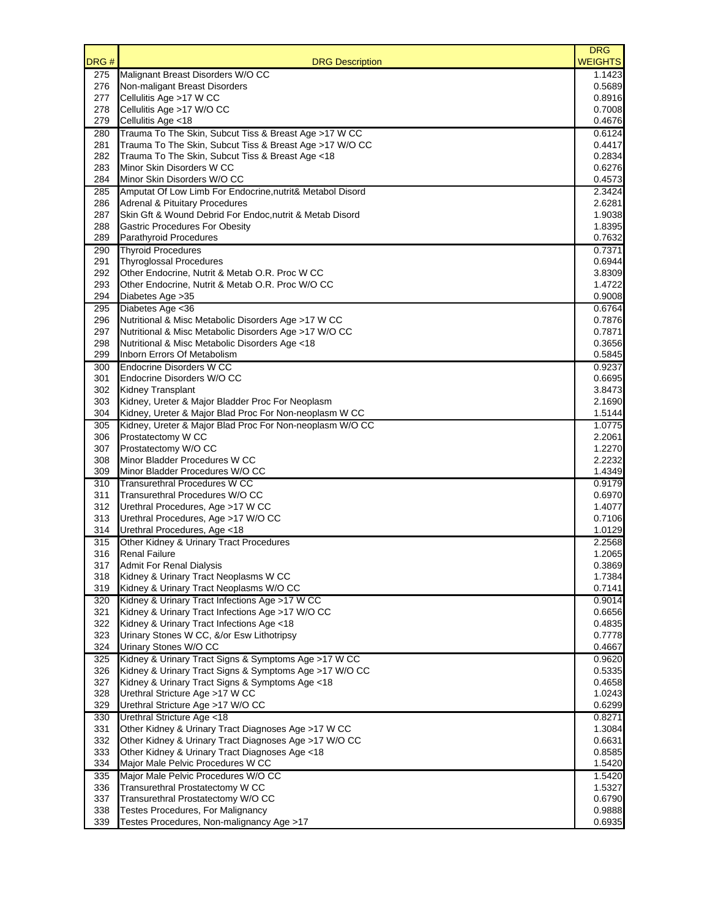| DRG # | DRG Description | DRG WEIGHTS |
|---|---|---|
| 275 | Malignant Breast Disorders W/O CC | 1.1423 |
| 276 | Non-maligant Breast Disorders | 0.5689 |
| 277 | Cellulitis Age >17 W CC | 0.8916 |
| 278 | Cellulitis Age >17 W/O CC | 0.7008 |
| 279 | Cellulitis Age <18 | 0.4676 |
| 280 | Trauma To The Skin, Subcut Tiss & Breast Age >17 W CC | 0.6124 |
| 281 | Trauma To The Skin, Subcut Tiss & Breast Age >17 W/O CC | 0.4417 |
| 282 | Trauma To The Skin, Subcut Tiss & Breast Age <18 | 0.2834 |
| 283 | Minor Skin Disorders W CC | 0.6276 |
| 284 | Minor Skin Disorders W/O CC | 0.4573 |
| 285 | Amputat Of Low Limb For Endocrine,nutrit& Metabol Disord | 2.3424 |
| 286 | Adrenal & Pituitary Procedures | 2.6281 |
| 287 | Skin Gft & Wound Debrid For Endoc,nutrit & Metab Disord | 1.9038 |
| 288 | Gastric Procedures For Obesity | 1.8395 |
| 289 | Parathyroid Procedures | 0.7632 |
| 290 | Thyroid Procedures | 0.7371 |
| 291 | Thyroglossal Procedures | 0.6944 |
| 292 | Other Endocrine, Nutrit & Metab O.R. Proc W CC | 3.8309 |
| 293 | Other Endocrine, Nutrit & Metab O.R. Proc W/O CC | 1.4722 |
| 294 | Diabetes Age >35 | 0.9008 |
| 295 | Diabetes Age <36 | 0.6764 |
| 296 | Nutritional & Misc Metabolic Disorders Age >17 W CC | 0.7876 |
| 297 | Nutritional & Misc Metabolic Disorders Age >17 W/O CC | 0.7871 |
| 298 | Nutritional & Misc Metabolic Disorders Age <18 | 0.3656 |
| 299 | Inborn Errors Of Metabolism | 0.5845 |
| 300 | Endocrine Disorders W CC | 0.9237 |
| 301 | Endocrine Disorders W/O CC | 0.6695 |
| 302 | Kidney Transplant | 3.8473 |
| 303 | Kidney, Ureter & Major Bladder Proc For Neoplasm | 2.1690 |
| 304 | Kidney, Ureter & Major Blad Proc For Non-neoplasm W CC | 1.5144 |
| 305 | Kidney, Ureter & Major Blad Proc For Non-neoplasm W/O CC | 1.0775 |
| 306 | Prostatectomy W CC | 2.2061 |
| 307 | Prostatectomy W/O CC | 1.2270 |
| 308 | Minor Bladder Procedures W CC | 2.2232 |
| 309 | Minor Bladder Procedures W/O CC | 1.4349 |
| 310 | Transurethral Procedures W CC | 0.9179 |
| 311 | Transurethral Procedures W/O CC | 0.6970 |
| 312 | Urethral Procedures, Age >17 W CC | 1.4077 |
| 313 | Urethral Procedures, Age >17 W/O CC | 0.7106 |
| 314 | Urethral Procedures, Age <18 | 1.0129 |
| 315 | Other Kidney & Urinary Tract Procedures | 2.2568 |
| 316 | Renal Failure | 1.2065 |
| 317 | Admit For Renal Dialysis | 0.3869 |
| 318 | Kidney & Urinary Tract Neoplasms W CC | 1.7384 |
| 319 | Kidney & Urinary Tract Neoplasms W/O CC | 0.7141 |
| 320 | Kidney & Urinary Tract Infections Age >17 W CC | 0.9014 |
| 321 | Kidney & Urinary Tract Infections Age >17 W/O CC | 0.6656 |
| 322 | Kidney & Urinary Tract Infections Age <18 | 0.4835 |
| 323 | Urinary Stones W CC, &/or Esw Lithotripsy | 0.7778 |
| 324 | Urinary Stones W/O CC | 0.4667 |
| 325 | Kidney & Urinary Tract Signs & Symptoms Age >17 W CC | 0.9620 |
| 326 | Kidney & Urinary Tract Signs & Symptoms Age >17 W/O CC | 0.5335 |
| 327 | Kidney & Urinary Tract Signs & Symptoms Age <18 | 0.4658 |
| 328 | Urethral Stricture Age >17 W CC | 1.0243 |
| 329 | Urethral Stricture Age >17 W/O CC | 0.6299 |
| 330 | Urethral Stricture Age <18 | 0.8271 |
| 331 | Other Kidney & Urinary Tract Diagnoses Age >17 W CC | 1.3084 |
| 332 | Other Kidney & Urinary Tract Diagnoses Age >17 W/O CC | 0.6631 |
| 333 | Other Kidney & Urinary Tract Diagnoses Age <18 | 0.8585 |
| 334 | Major Male Pelvic Procedures W CC | 1.5420 |
| 335 | Major Male Pelvic Procedures W/O CC | 1.5420 |
| 336 | Transurethral Prostatectomy W CC | 1.5327 |
| 337 | Transurethral Prostatectomy W/O CC | 0.6790 |
| 338 | Testes Procedures, For Malignancy | 0.9888 |
| 339 | Testes Procedures, Non-malignancy Age >17 | 0.6935 |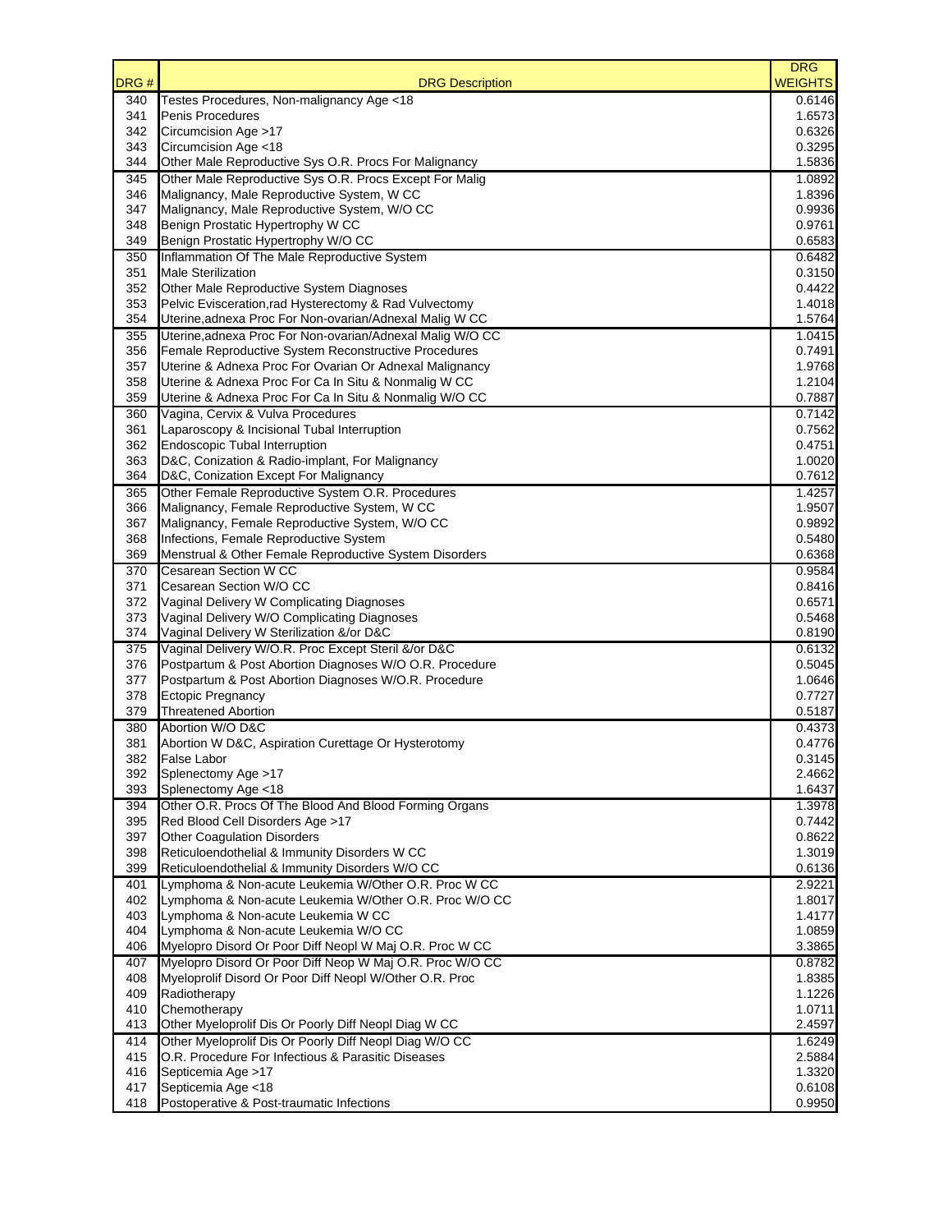| DRG # | DRG Description | DRG WEIGHTS |
|---|---|---|
| 340 | Testes Procedures, Non-malignancy Age <18 | 0.6146 |
| 341 | Penis Procedures | 1.6573 |
| 342 | Circumcision Age >17 | 0.6326 |
| 343 | Circumcision Age <18 | 0.3295 |
| 344 | Other Male Reproductive Sys O.R. Procs For Malignancy | 1.5836 |
| 345 | Other Male Reproductive Sys O.R. Procs Except For Malig | 1.0892 |
| 346 | Malignancy, Male Reproductive System, W CC | 1.8396 |
| 347 | Malignancy, Male Reproductive System, W/O CC | 0.9936 |
| 348 | Benign Prostatic Hypertrophy W CC | 0.9761 |
| 349 | Benign Prostatic Hypertrophy W/O CC | 0.6583 |
| 350 | Inflammation Of The Male Reproductive System | 0.6482 |
| 351 | Male Sterilization | 0.3150 |
| 352 | Other Male Reproductive System Diagnoses | 0.4422 |
| 353 | Pelvic Evisceration,rad Hysterectomy & Rad Vulvectomy | 1.4018 |
| 354 | Uterine,adnexa Proc For Non-ovarian/Adnexal Malig W CC | 1.5764 |
| 355 | Uterine,adnexa Proc For Non-ovarian/Adnexal Malig W/O CC | 1.0415 |
| 356 | Female Reproductive System Reconstructive Procedures | 0.7491 |
| 357 | Uterine & Adnexa Proc For Ovarian Or Adnexal Malignancy | 1.9768 |
| 358 | Uterine & Adnexa Proc For Ca In Situ & Nonmalig W CC | 1.2104 |
| 359 | Uterine & Adnexa Proc For Ca In Situ & Nonmalig W/O CC | 0.7887 |
| 360 | Vagina, Cervix & Vulva Procedures | 0.7142 |
| 361 | Laparoscopy & Incisional Tubal Interruption | 0.7562 |
| 362 | Endoscopic Tubal Interruption | 0.4751 |
| 363 | D&C, Conization & Radio-implant, For Malignancy | 1.0020 |
| 364 | D&C, Conization Except For Malignancy | 0.7612 |
| 365 | Other Female Reproductive System O.R. Procedures | 1.4257 |
| 366 | Malignancy, Female Reproductive System, W CC | 1.9507 |
| 367 | Malignancy, Female Reproductive System, W/O CC | 0.9892 |
| 368 | Infections, Female Reproductive System | 0.5480 |
| 369 | Menstrual & Other Female Reproductive System Disorders | 0.6368 |
| 370 | Cesarean Section W CC | 0.9584 |
| 371 | Cesarean Section W/O CC | 0.8416 |
| 372 | Vaginal Delivery W Complicating Diagnoses | 0.6571 |
| 373 | Vaginal Delivery W/O Complicating Diagnoses | 0.5468 |
| 374 | Vaginal Delivery W Sterilization &/or D&C | 0.8190 |
| 375 | Vaginal Delivery W/O.R. Proc Except Steril &/or D&C | 0.6132 |
| 376 | Postpartum & Post Abortion Diagnoses W/O O.R. Procedure | 0.5045 |
| 377 | Postpartum & Post Abortion Diagnoses W/O.R. Procedure | 1.0646 |
| 378 | Ectopic Pregnancy | 0.7727 |
| 379 | Threatened Abortion | 0.5187 |
| 380 | Abortion W/O D&C | 0.4373 |
| 381 | Abortion W D&C, Aspiration Curettage Or Hysterotomy | 0.4776 |
| 382 | False Labor | 0.3145 |
| 392 | Splenectomy Age >17 | 2.4662 |
| 393 | Splenectomy Age <18 | 1.6437 |
| 394 | Other O.R. Procs Of The Blood And Blood Forming Organs | 1.3978 |
| 395 | Red Blood Cell Disorders Age >17 | 0.7442 |
| 397 | Other Coagulation Disorders | 0.8622 |
| 398 | Reticuloendothelial & Immunity Disorders W CC | 1.3019 |
| 399 | Reticuloendothelial & Immunity Disorders W/O CC | 0.6136 |
| 401 | Lymphoma & Non-acute Leukemia W/Other O.R. Proc W CC | 2.9221 |
| 402 | Lymphoma & Non-acute Leukemia W/Other O.R. Proc W/O CC | 1.8017 |
| 403 | Lymphoma & Non-acute Leukemia W CC | 1.4177 |
| 404 | Lymphoma & Non-acute Leukemia W/O CC | 1.0859 |
| 406 | Myelopro Disord Or Poor Diff Neopl W Maj O.R. Proc W CC | 3.3865 |
| 407 | Myelopro Disord Or Poor Diff Neop W Maj O.R. Proc W/O CC | 0.8782 |
| 408 | Myeloprolif Disord Or Poor Diff Neopl W/Other O.R. Proc | 1.8385 |
| 409 | Radiotherapy | 1.1226 |
| 410 | Chemotherapy | 1.0711 |
| 413 | Other Myeloprolif Dis Or Poorly Diff Neopl Diag W CC | 2.4597 |
| 414 | Other Myeloprolif Dis Or Poorly Diff Neopl Diag W/O CC | 1.6249 |
| 415 | O.R. Procedure For Infectious & Parasitic Diseases | 2.5884 |
| 416 | Septicemia Age >17 | 1.3320 |
| 417 | Septicemia Age <18 | 0.6108 |
| 418 | Postoperative & Post-traumatic Infections | 0.9950 |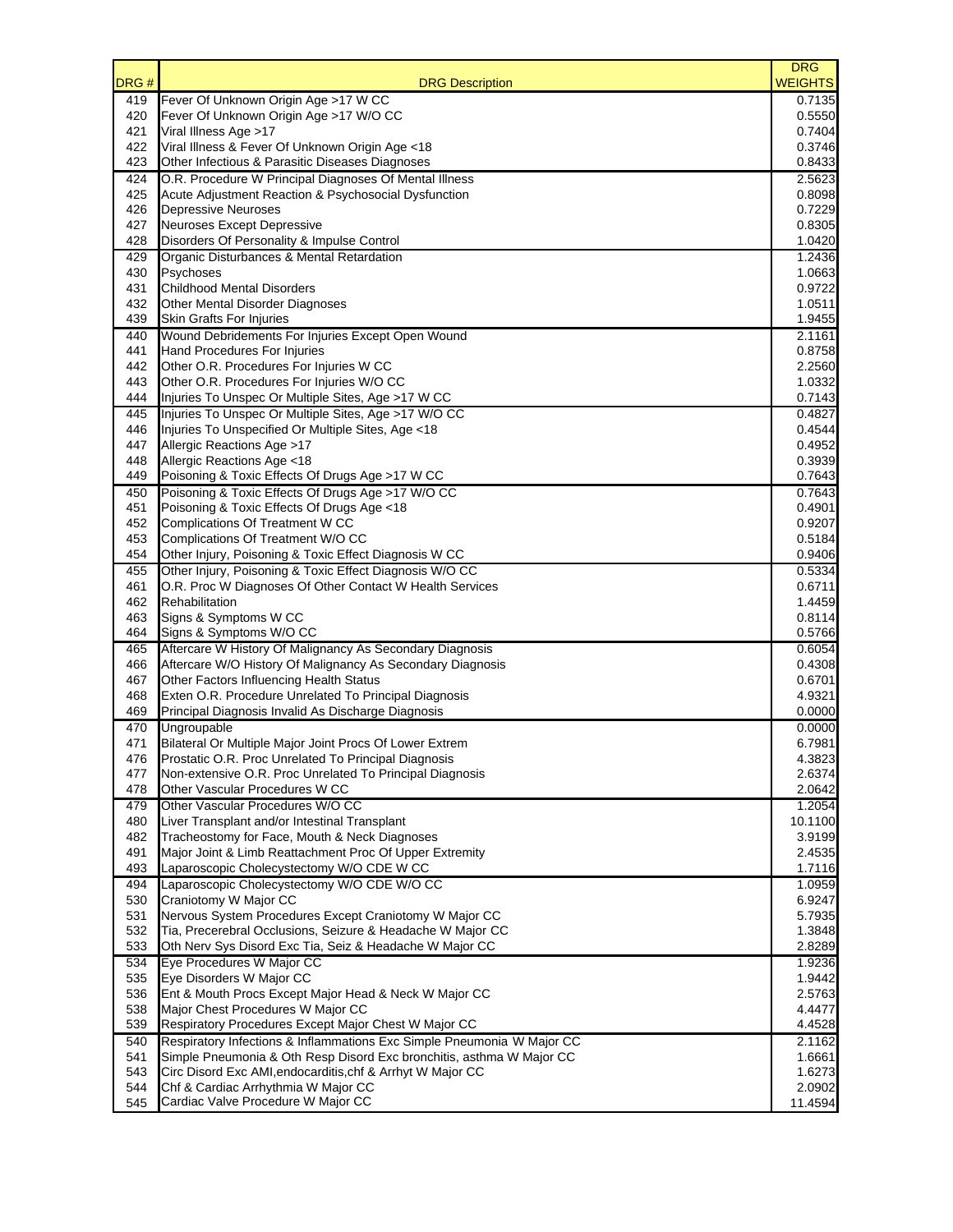| DRG # | DRG Description | DRG WEIGHTS |
|---|---|---|
| 419 | Fever Of Unknown Origin Age >17 W CC | 0.7135 |
| 420 | Fever Of Unknown Origin Age >17 W/O CC | 0.5550 |
| 421 | Viral Illness Age >17 | 0.7404 |
| 422 | Viral Illness & Fever Of Unknown Origin Age <18 | 0.3746 |
| 423 | Other Infectious & Parasitic Diseases Diagnoses | 0.8433 |
| 424 | O.R. Procedure W Principal Diagnoses Of Mental Illness | 2.5623 |
| 425 | Acute Adjustment Reaction & Psychosocial Dysfunction | 0.8098 |
| 426 | Depressive Neuroses | 0.7229 |
| 427 | Neuroses Except Depressive | 0.8305 |
| 428 | Disorders Of Personality & Impulse Control | 1.0420 |
| 429 | Organic Disturbances & Mental Retardation | 1.2436 |
| 430 | Psychoses | 1.0663 |
| 431 | Childhood Mental Disorders | 0.9722 |
| 432 | Other Mental Disorder Diagnoses | 1.0511 |
| 439 | Skin Grafts For Injuries | 1.9455 |
| 440 | Wound Debridements For Injuries Except Open Wound | 2.1161 |
| 441 | Hand Procedures For Injuries | 0.8758 |
| 442 | Other O.R. Procedures For Injuries W CC | 2.2560 |
| 443 | Other O.R. Procedures For Injuries W/O CC | 1.0332 |
| 444 | Injuries To Unspec Or Multiple Sites, Age >17 W CC | 0.7143 |
| 445 | Injuries To Unspec Or Multiple Sites, Age >17 W/O CC | 0.4827 |
| 446 | Injuries To Unspecified Or Multiple Sites, Age <18 | 0.4544 |
| 447 | Allergic Reactions Age >17 | 0.4952 |
| 448 | Allergic Reactions Age <18 | 0.3939 |
| 449 | Poisoning & Toxic Effects Of Drugs Age >17 W CC | 0.7643 |
| 450 | Poisoning & Toxic Effects Of Drugs Age >17 W/O CC | 0.7643 |
| 451 | Poisoning & Toxic Effects Of Drugs Age <18 | 0.4901 |
| 452 | Complications Of Treatment W CC | 0.9207 |
| 453 | Complications Of Treatment W/O CC | 0.5184 |
| 454 | Other Injury, Poisoning & Toxic Effect Diagnosis W CC | 0.9406 |
| 455 | Other Injury, Poisoning & Toxic Effect Diagnosis W/O CC | 0.5334 |
| 461 | O.R. Proc W Diagnoses Of Other Contact W Health Services | 0.6711 |
| 462 | Rehabilitation | 1.4459 |
| 463 | Signs & Symptoms W CC | 0.8114 |
| 464 | Signs & Symptoms W/O CC | 0.5766 |
| 465 | Aftercare W History Of Malignancy As Secondary Diagnosis | 0.6054 |
| 466 | Aftercare W/O History Of Malignancy As Secondary Diagnosis | 0.4308 |
| 467 | Other Factors Influencing Health Status | 0.6701 |
| 468 | Exten O.R. Procedure Unrelated To Principal Diagnosis | 4.9321 |
| 469 | Principal Diagnosis Invalid As Discharge Diagnosis | 0.0000 |
| 470 | Ungroupable | 0.0000 |
| 471 | Bilateral Or Multiple Major Joint Procs Of Lower Extrem | 6.7981 |
| 476 | Prostatic O.R. Proc Unrelated To Principal Diagnosis | 4.3823 |
| 477 | Non-extensive O.R. Proc Unrelated To Principal Diagnosis | 2.6374 |
| 478 | Other Vascular Procedures W CC | 2.0642 |
| 479 | Other Vascular Procedures W/O CC | 1.2054 |
| 480 | Liver Transplant and/or Intestinal Transplant | 10.1100 |
| 482 | Tracheostomy for Face, Mouth & Neck Diagnoses | 3.9199 |
| 491 | Major Joint & Limb Reattachment Proc Of Upper Extremity | 2.4535 |
| 493 | Laparoscopic Cholecystectomy W/O CDE W CC | 1.7116 |
| 494 | Laparoscopic Cholecystectomy W/O CDE W/O CC | 1.0959 |
| 530 | Craniotomy W Major CC | 6.9247 |
| 531 | Nervous System Procedures Except Craniotomy W Major CC | 5.7935 |
| 532 | Tia, Precerebral Occlusions, Seizure & Headache W Major CC | 1.3848 |
| 533 | Oth Nerv Sys Disord Exc Tia, Seiz & Headache W Major CC | 2.8289 |
| 534 | Eye Procedures W Major CC | 1.9236 |
| 535 | Eye Disorders W Major CC | 1.9442 |
| 536 | Ent & Mouth Procs Except Major Head & Neck W Major CC | 2.5763 |
| 538 | Major Chest Procedures W Major CC | 4.4477 |
| 539 | Respiratory Procedures Except Major Chest W Major CC | 4.4528 |
| 540 | Respiratory Infections & Inflammations Exc Simple Pneumonia W Major CC | 2.1162 |
| 541 | Simple Pneumonia & Oth Resp Disord Exc bronchitis, asthma W Major CC | 1.6661 |
| 543 | Circ Disord Exc AMI,endocarditis,chf & Arrhyt W Major CC | 1.6273 |
| 544 | Chf & Cardiac Arrhythmia W Major CC | 2.0902 |
| 545 | Cardiac Valve Procedure W Major CC | 11.4594 |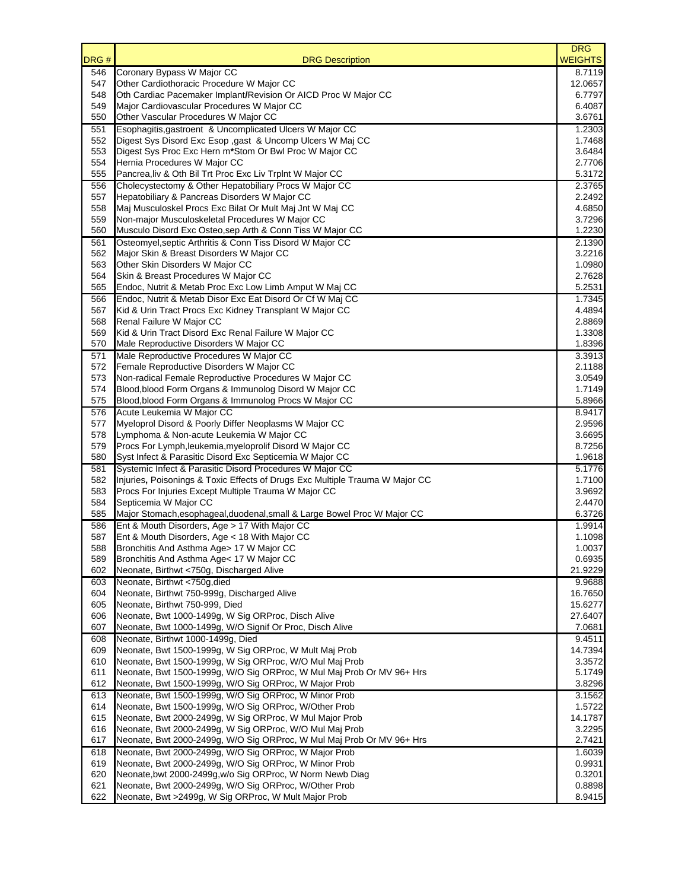| DRG # | DRG Description | DRG WEIGHTS |
|---|---|---|
| 546 | Coronary Bypass W Major CC | 8.7119 |
| 547 | Other Cardiothoracic Procedure W Major CC | 12.0657 |
| 548 | Oth Cardiac Pacemaker Implant/Revision Or AICD Proc W Major CC | 6.7797 |
| 549 | Major Cardiovascular Procedures W Major CC | 6.4087 |
| 550 | Other Vascular Procedures W Major CC | 3.6761 |
| 551 | Esophagitis,gastroent & Uncomplicated Ulcers W Major CC | 1.2303 |
| 552 | Digest Sys Disord Exc Esop ,gast & Uncomp Ulcers W Maj CC | 1.7468 |
| 553 | Digest Sys Proc Exc Hern m*Stom Or Bwl Proc W Major CC | 3.6484 |
| 554 | Hernia Procedures W Major CC | 2.7706 |
| 555 | Pancrea,liv & Oth Bil Trt Proc Exc Liv Trplnt W Major CC | 5.3172 |
| 556 | Cholecystectomy & Other Hepatobiliary Procs W Major CC | 2.3765 |
| 557 | Hepatobiliary & Pancreas Disorders W Major CC | 2.2492 |
| 558 | Maj Musculoskel Procs Exc Bilat Or Mult Maj Jnt W Maj CC | 4.6850 |
| 559 | Non-major Musculoskeletal Procedures W Major CC | 3.7296 |
| 560 | Musculo Disord Exc Osteo,sep Arth & Conn Tiss W Major CC | 1.2230 |
| 561 | Osteomyel,septic Arthritis & Conn Tiss Disord W Major CC | 2.1390 |
| 562 | Major Skin & Breast Disorders W Major CC | 3.2216 |
| 563 | Other Skin Disorders W Major CC | 1.0980 |
| 564 | Skin & Breast Procedures W Major CC | 2.7628 |
| 565 | Endoc, Nutrit & Metab Proc Exc Low Limb Amput W Maj CC | 5.2531 |
| 566 | Endoc, Nutrit & Metab Disor Exc Eat Disord Or Cf W Maj CC | 1.7345 |
| 567 | Kid & Urin Tract Procs Exc Kidney Transplant W Major CC | 4.4894 |
| 568 | Renal Failure W Major CC | 2.8869 |
| 569 | Kid & Urin Tract Disord Exc Renal Failure W Major CC | 1.3308 |
| 570 | Male Reproductive Disorders W Major CC | 1.8396 |
| 571 | Male Reproductive Procedures W Major CC | 3.3913 |
| 572 | Female Reproductive Disorders W Major CC | 2.1188 |
| 573 | Non-radical Female Reproductive Procedures W Major CC | 3.0549 |
| 574 | Blood,blood Form Organs & Immunolog Disord W Major CC | 1.7149 |
| 575 | Blood,blood Form Organs & Immunolog Procs W Major CC | 5.8966 |
| 576 | Acute Leukemia W Major CC | 8.9417 |
| 577 | Myeloprol Disord & Poorly Differ Neoplasms W Major CC | 2.9596 |
| 578 | Lymphoma & Non-acute Leukemia W Major CC | 3.6695 |
| 579 | Procs For Lymph,leukemia,myeloprolif Disord W Major CC | 8.7256 |
| 580 | Syst Infect & Parasitic Disord Exc Septicemia W Major CC | 1.9618 |
| 581 | Systemic Infect & Parasitic Disord Procedures W Major CC | 5.1776 |
| 582 | Injuries, Poisonings & Toxic Effects of Drugs Exc Multiple Trauma W Major CC | 1.7100 |
| 583 | Procs For Injuries Except Multiple Trauma W Major CC | 3.9692 |
| 584 | Septicemia W Major CC | 2.4470 |
| 585 | Major Stomach,esophageal,duodenal,small & Large Bowel Proc W Major CC | 6.3726 |
| 586 | Ent & Mouth Disorders, Age > 17 With Major CC | 1.9914 |
| 587 | Ent & Mouth Disorders, Age < 18 With Major CC | 1.1098 |
| 588 | Bronchitis And Asthma Age> 17 W Major CC | 1.0037 |
| 589 | Bronchitis And Asthma Age< 17 W Major CC | 0.6935 |
| 602 | Neonate, Birthwt <750g, Discharged Alive | 21.9229 |
| 603 | Neonate, Birthwt <750g,died | 9.9688 |
| 604 | Neonate, Birthwt 750-999g, Discharged Alive | 16.7650 |
| 605 | Neonate, Birthwt 750-999, Died | 15.6277 |
| 606 | Neonate, Bwt 1000-1499g, W Sig ORProc, Disch Alive | 27.6407 |
| 607 | Neonate, Bwt 1000-1499g, W/O Signif Or Proc, Disch Alive | 7.0681 |
| 608 | Neonate, Birthwt 1000-1499g, Died | 9.4511 |
| 609 | Neonate, Bwt 1500-1999g, W Sig ORProc, W Mult Maj Prob | 14.7394 |
| 610 | Neonate, Bwt 1500-1999g, W Sig ORProc, W/O Mul Maj Prob | 3.3572 |
| 611 | Neonate, Bwt 1500-1999g, W/O Sig ORProc, W Mul Maj Prob Or MV 96+ Hrs | 5.1749 |
| 612 | Neonate, Bwt 1500-1999g, W/O Sig ORProc, W Major Prob | 3.8296 |
| 613 | Neonate, Bwt 1500-1999g, W/O Sig ORProc, W Minor Prob | 3.1562 |
| 614 | Neonate, Bwt 1500-1999g, W/O Sig ORProc, W/Other Prob | 1.5722 |
| 615 | Neonate, Bwt 2000-2499g, W Sig ORProc, W Mul Major Prob | 14.1787 |
| 616 | Neonate, Bwt 2000-2499g, W Sig ORProc, W/O Mul Maj Prob | 3.2295 |
| 617 | Neonate, Bwt 2000-2499g, W/O Sig ORProc, W Mul Maj Prob Or MV 96+ Hrs | 2.7421 |
| 618 | Neonate, Bwt 2000-2499g, W/O Sig ORProc, W Major Prob | 1.6039 |
| 619 | Neonate, Bwt 2000-2499g, W/O Sig ORProc, W Minor Prob | 0.9931 |
| 620 | Neonate,bwt 2000-2499g,w/o Sig ORProc, W Norm Newb Diag | 0.3201 |
| 621 | Neonate, Bwt 2000-2499g, W/O Sig ORProc, W/Other Prob | 0.8898 |
| 622 | Neonate, Bwt >2499g, W Sig ORProc, W Mult Major Prob | 8.9415 |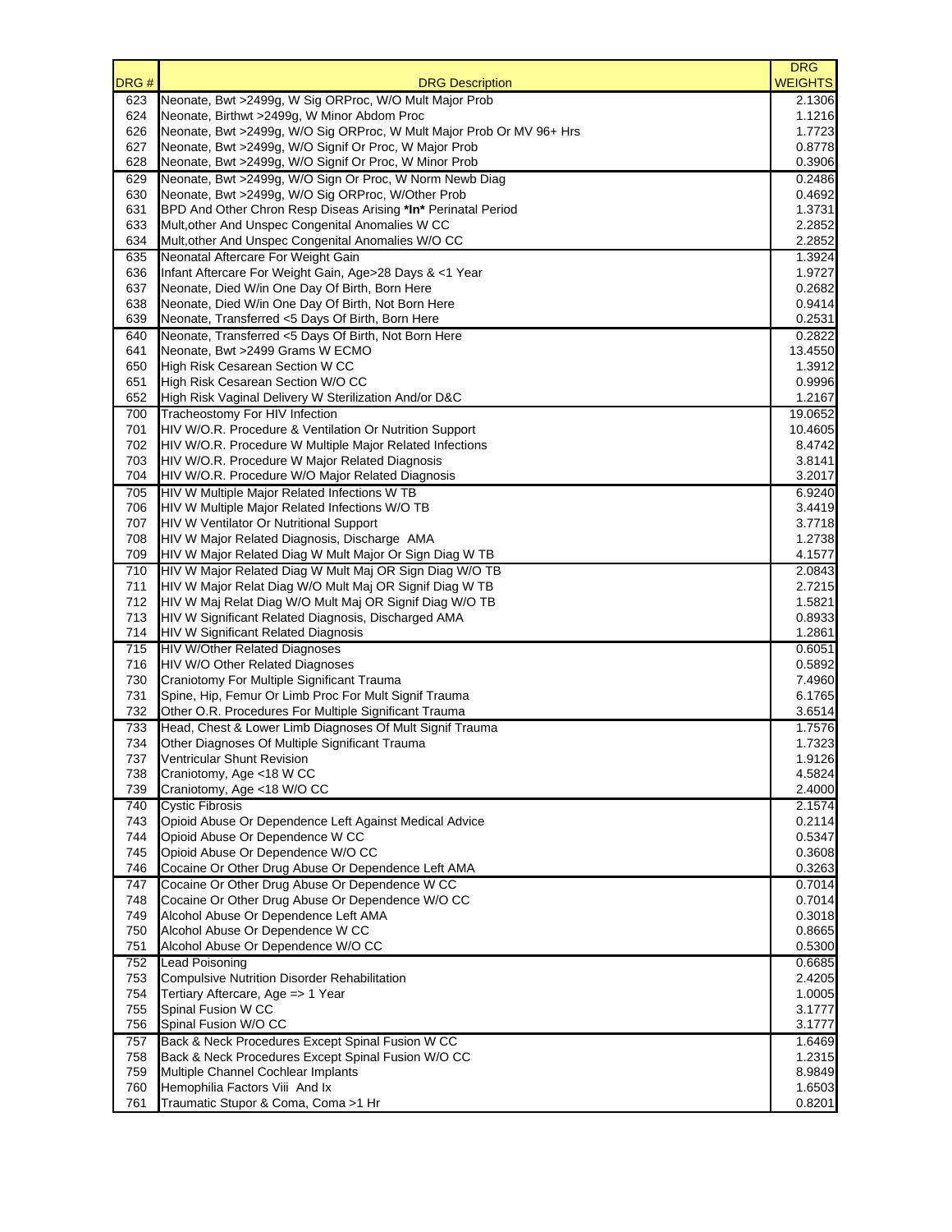| DRG # | DRG Description | DRG WEIGHTS |
|---|---|---|
| 623 | Neonate, Bwt >2499g, W Sig ORProc, W/O Mult Major Prob | 2.1306 |
| 624 | Neonate, Birthwt >2499g, W Minor Abdom Proc | 1.1216 |
| 626 | Neonate, Bwt >2499g, W/O Sig ORProc, W Mult Major Prob Or MV 96+ Hrs | 1.7723 |
| 627 | Neonate, Bwt >2499g, W/O Signif Or Proc, W Major Prob | 0.8778 |
| 628 | Neonate, Bwt >2499g, W/O Signif Or Proc, W Minor Prob | 0.3906 |
| 629 | Neonate, Bwt >2499g, W/O Sign Or Proc, W Norm Newb Diag | 0.2486 |
| 630 | Neonate, Bwt >2499g, W/O Sig ORProc, W/Other Prob | 0.4692 |
| 631 | BPD And Other Chron Resp Diseas Arising **\*In\*** Perinatal Period | 1.3731 |
| 633 | Mult,other And Unspec Congenital Anomalies W CC | 2.2852 |
| 634 | Mult,other And Unspec Congenital Anomalies W/O CC | 2.2852 |
| 635 | Neonatal Aftercare For Weight Gain | 1.3924 |
| 636 | Infant Aftercare For Weight Gain, Age>28 Days & <1 Year | 1.9727 |
| 637 | Neonate, Died W/in One Day Of Birth, Born Here | 0.2682 |
| 638 | Neonate, Died W/in One Day Of Birth, Not Born Here | 0.9414 |
| 639 | Neonate, Transferred <5 Days Of Birth, Born Here | 0.2531 |
| 640 | Neonate, Transferred <5 Days Of Birth, Not Born Here | 0.2822 |
| 641 | Neonate, Bwt >2499 Grams W ECMO | 13.4550 |
| 650 | High Risk Cesarean Section W CC | 1.3912 |
| 651 | High Risk Cesarean Section W/O CC | 0.9996 |
| 652 | High Risk Vaginal Delivery W Sterilization And/or D&C | 1.2167 |
| 700 | Tracheostomy For HIV Infection | 19.0652 |
| 701 | HIV W/O.R. Procedure & Ventilation Or Nutrition Support | 10.4605 |
| 702 | HIV W/O.R. Procedure W Multiple Major Related Infections | 8.4742 |
| 703 | HIV W/O.R. Procedure W Major Related Diagnosis | 3.8141 |
| 704 | HIV W/O.R. Procedure W/O Major Related Diagnosis | 3.2017 |
| 705 | HIV W Multiple Major Related Infections W TB | 6.9240 |
| 706 | HIV W Multiple Major Related Infections W/O TB | 3.4419 |
| 707 | HIV W Ventilator Or Nutritional Support | 3.7718 |
| 708 | HIV W Major Related Diagnosis, Discharge AMA | 1.2738 |
| 709 | HIV W Major Related Diag W Mult Major Or Sign Diag W TB | 4.1577 |
| 710 | HIV W Major Related Diag W Mult Maj OR Sign Diag W/O TB | 2.0843 |
| 711 | HIV W Major Relat Diag W/O Mult Maj OR Signif Diag W TB | 2.7215 |
| 712 | HIV W Maj Relat Diag W/O Mult Maj OR Signif Diag W/O TB | 1.5821 |
| 713 | HIV W Significant Related Diagnosis, Discharged AMA | 0.8933 |
| 714 | HIV W Significant Related Diagnosis | 1.2861 |
| 715 | HIV W/Other Related Diagnoses | 0.6051 |
| 716 | HIV W/O Other Related Diagnoses | 0.5892 |
| 730 | Craniotomy For Multiple Significant Trauma | 7.4960 |
| 731 | Spine, Hip, Femur Or Limb Proc For Mult Signif Trauma | 6.1765 |
| 732 | Other O.R. Procedures For Multiple Significant Trauma | 3.6514 |
| 733 | Head, Chest & Lower Limb Diagnoses Of Mult Signif Trauma | 1.7576 |
| 734 | Other Diagnoses Of Multiple Significant Trauma | 1.7323 |
| 737 | Ventricular Shunt Revision | 1.9126 |
| 738 | Craniotomy, Age <18 W CC | 4.5824 |
| 739 | Craniotomy, Age <18 W/O CC | 2.4000 |
| 740 | Cystic Fibrosis | 2.1574 |
| 743 | Opioid Abuse Or Dependence Left Against Medical Advice | 0.2114 |
| 744 | Opioid Abuse Or Dependence W CC | 0.5347 |
| 745 | Opioid Abuse Or Dependence W/O CC | 0.3608 |
| 746 | Cocaine Or Other Drug Abuse Or Dependence Left AMA | 0.3263 |
| 747 | Cocaine Or Other Drug Abuse Or Dependence W CC | 0.7014 |
| 748 | Cocaine Or Other Drug Abuse Or Dependence W/O CC | 0.7014 |
| 749 | Alcohol Abuse Or Dependence Left AMA | 0.3018 |
| 750 | Alcohol Abuse Or Dependence W CC | 0.8665 |
| 751 | Alcohol Abuse Or Dependence W/O CC | 0.5300 |
| 752 | Lead Poisoning | 0.6685 |
| 753 | Compulsive Nutrition Disorder Rehabilitation | 2.4205 |
| 754 | Tertiary Aftercare, Age => 1 Year | 1.0005 |
| 755 | Spinal Fusion W CC | 3.1777 |
| 756 | Spinal Fusion W/O CC | 3.1777 |
| 757 | Back & Neck Procedures Except Spinal Fusion W CC | 1.6469 |
| 758 | Back & Neck Procedures Except Spinal Fusion W/O CC | 1.2315 |
| 759 | Multiple Channel Cochlear Implants | 8.9849 |
| 760 | Hemophilia Factors Viii And Ix | 1.6503 |
| 761 | Traumatic Stupor & Coma, Coma >1 Hr | 0.8201 |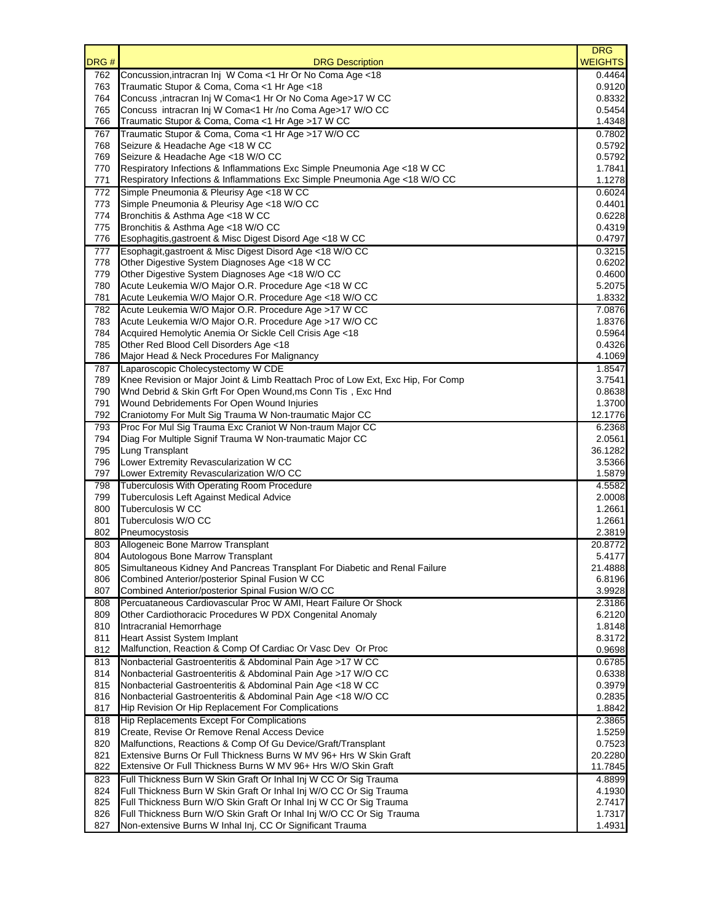| DRG # | DRG Description | DRG WEIGHTS |
|---|---|---|
| 762 | Concussion,intracran Inj W Coma <1 Hr Or No Coma Age <18 | 0.4464 |
| 763 | Traumatic Stupor & Coma, Coma <1 Hr Age <18 | 0.9120 |
| 764 | Concuss ,intracran Inj W Coma<1 Hr Or No Coma Age>17 W CC | 0.8332 |
| 765 | Concuss intracran Inj W Coma<1 Hr /no Coma Age>17 W/O CC | 0.5454 |
| 766 | Traumatic Stupor & Coma, Coma <1 Hr Age >17 W CC | 1.4348 |
| 767 | Traumatic Stupor & Coma, Coma <1 Hr Age >17 W/O CC | 0.7802 |
| 768 | Seizure & Headache Age <18 W CC | 0.5792 |
| 769 | Seizure & Headache Age <18 W/O CC | 0.5792 |
| 770 | Respiratory Infections & Inflammations Exc Simple Pneumonia Age <18 W CC | 1.7841 |
| 771 | Respiratory Infections & Inflammations Exc Simple Pneumonia Age <18 W/O CC | 1.1278 |
| 772 | Simple Pneumonia & Pleurisy Age <18 W CC | 0.6024 |
| 773 | Simple Pneumonia & Pleurisy Age <18 W/O CC | 0.4401 |
| 774 | Bronchitis & Asthma Age <18 W CC | 0.6228 |
| 775 | Bronchitis & Asthma Age <18 W/O CC | 0.4319 |
| 776 | Esophagitis,gastroent & Misc Digest Disord Age <18 W CC | 0.4797 |
| 777 | Esophagit,gastroent & Misc Digest Disord Age <18 W/O CC | 0.3215 |
| 778 | Other Digestive System Diagnoses Age <18 W CC | 0.6202 |
| 779 | Other Digestive System Diagnoses Age <18 W/O CC | 0.4600 |
| 780 | Acute Leukemia W/O Major O.R. Procedure Age <18 W CC | 5.2075 |
| 781 | Acute Leukemia W/O Major O.R. Procedure Age <18 W/O CC | 1.8332 |
| 782 | Acute Leukemia W/O Major O.R. Procedure Age >17 W CC | 7.0876 |
| 783 | Acute Leukemia W/O Major O.R. Procedure Age >17 W/O CC | 1.8376 |
| 784 | Acquired Hemolytic Anemia Or Sickle Cell Crisis Age <18 | 0.5964 |
| 785 | Other Red Blood Cell Disorders Age <18 | 0.4326 |
| 786 | Major Head & Neck Procedures For Malignancy | 4.1069 |
| 787 | Laparoscopic Cholecystectomy W CDE | 1.8547 |
| 789 | Knee Revision or Major Joint & Limb Reattach Proc of Low Ext, Exc Hip, For Comp | 3.7541 |
| 790 | Wnd Debrid & Skin Grft For Open Wound,ms Conn Tis , Exc Hnd | 0.8638 |
| 791 | Wound Debridements For Open Wound Injuries | 1.3700 |
| 792 | Craniotomy For Mult Sig Trauma W Non-traumatic Major CC | 12.1776 |
| 793 | Proc For Mul Sig Trauma Exc Craniot W Non-traum Major CC | 6.2368 |
| 794 | Diag For Multiple Signif Trauma W Non-traumatic Major CC | 2.0561 |
| 795 | Lung Transplant | 36.1282 |
| 796 | Lower Extremity Revascularization W CC | 3.5366 |
| 797 | Lower Extremity Revascularization W/O CC | 1.5879 |
| 798 | Tuberculosis With Operating Room Procedure | 4.5582 |
| 799 | Tuberculosis Left Against Medical Advice | 2.0008 |
| 800 | Tuberculosis W CC | 1.2661 |
| 801 | Tuberculosis W/O CC | 1.2661 |
| 802 | Pneumocystosis | 2.3819 |
| 803 | Allogeneic Bone Marrow Transplant | 20.8772 |
| 804 | Autologous Bone Marrow Transplant | 5.4177 |
| 805 | Simultaneous Kidney And Pancreas Transplant For Diabetic and Renal Failure | 21.4888 |
| 806 | Combined Anterior/posterior Spinal Fusion W CC | 6.8196 |
| 807 | Combined Anterior/posterior Spinal Fusion W/O CC | 3.9928 |
| 808 | Percuataneous Cardiovascular Proc W AMI, Heart Failure Or Shock | 2.3186 |
| 809 | Other Cardiothoracic Procedures W PDX Congenital Anomaly | 6.2120 |
| 810 | Intracranial Hemorrhage | 1.8148 |
| 811 | Heart Assist System Implant | 8.3172 |
| 812 | Malfunction, Reaction & Comp Of Cardiac Or Vasc Dev Or Proc | 0.9698 |
| 813 | Nonbacterial Gastroenteritis & Abdominal Pain Age >17 W CC | 0.6785 |
| 814 | Nonbacterial Gastroenteritis & Abdominal Pain Age >17 W/O CC | 0.6338 |
| 815 | Nonbacterial Gastroenteritis & Abdominal Pain Age <18 W CC | 0.3979 |
| 816 | Nonbacterial Gastroenteritis & Abdominal Pain Age <18 W/O CC | 0.2835 |
| 817 | Hip Revision Or Hip Replacement For Complications | 1.8842 |
| 818 | Hip Replacements Except For Complications | 2.3865 |
| 819 | Create, Revise Or Remove Renal Access Device | 1.5259 |
| 820 | Malfunctions, Reactions & Comp Of Gu Device/Graft/Transplant | 0.7523 |
| 821 | Extensive Burns Or Full Thickness Burns W MV 96+ Hrs W Skin Graft | 20.2280 |
| 822 | Extensive Or Full Thickness Burns W MV 96+ Hrs W/O Skin Graft | 11.7845 |
| 823 | Full Thickness Burn W Skin Graft Or Inhal Inj W CC Or Sig Trauma | 4.8899 |
| 824 | Full Thickness Burn W Skin Graft Or Inhal Inj W/O CC Or Sig Trauma | 4.1930 |
| 825 | Full Thickness Burn W/O Skin Graft Or Inhal Inj W CC Or Sig Trauma | 2.7417 |
| 826 | Full Thickness Burn W/O Skin Graft Or Inhal Inj W/O CC Or Sig Trauma | 1.7317 |
| 827 | Non-extensive Burns W Inhal Inj, CC Or Significant Trauma | 1.4931 |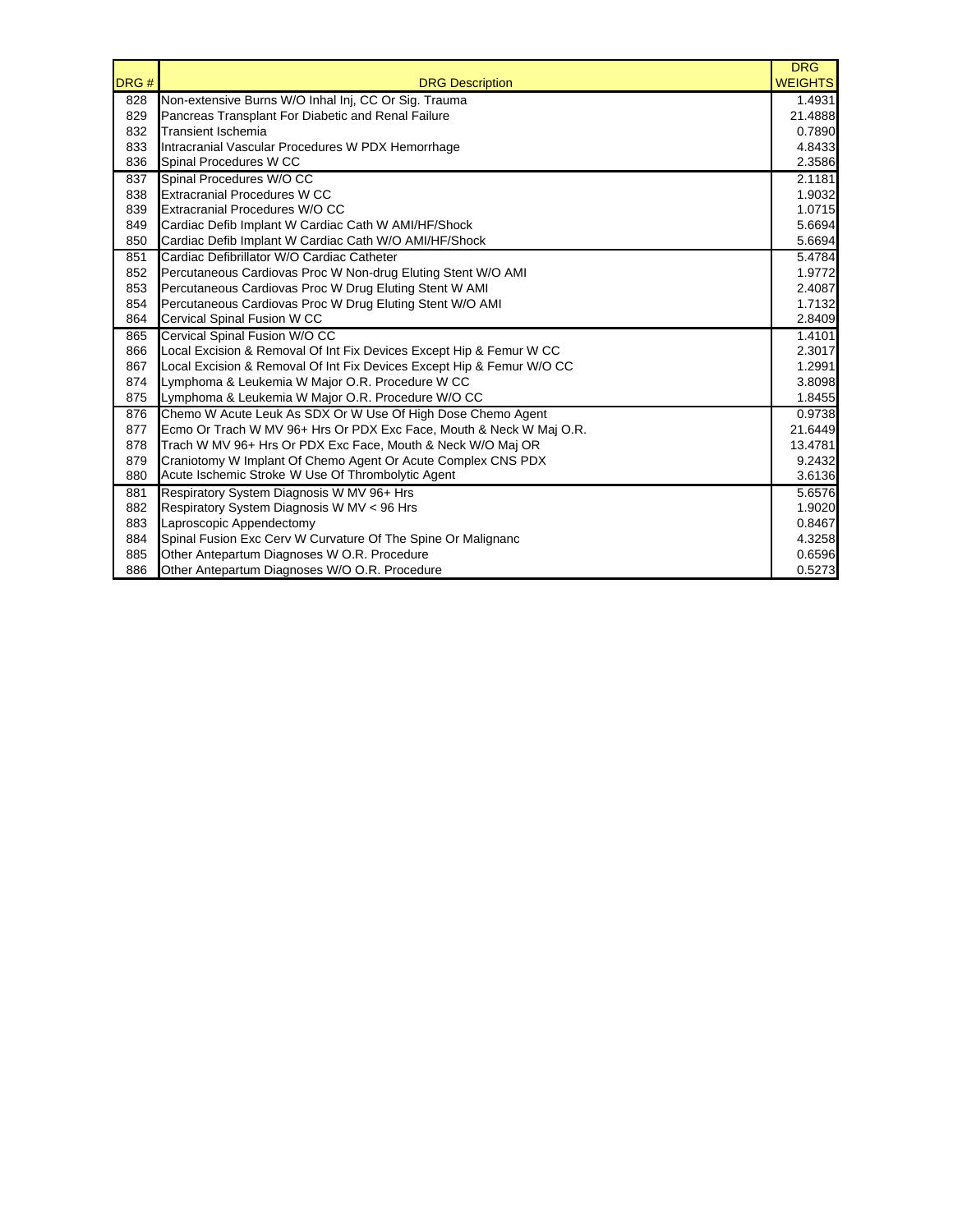| DRG # | DRG Description | DRG WEIGHTS |
|---|---|---|
| 828 | Non-extensive Burns W/O Inhal Inj, CC Or Sig. Trauma | 1.4931 |
| 829 | Pancreas Transplant For Diabetic and Renal Failure | 21.4888 |
| 832 | Transient Ischemia | 0.7890 |
| 833 | Intracranial Vascular Procedures W PDX Hemorrhage | 4.8433 |
| 836 | Spinal Procedures W CC | 2.3586 |
| 837 | Spinal Procedures W/O CC | 2.1181 |
| 838 | Extracranial Procedures W CC | 1.9032 |
| 839 | Extracranial Procedures W/O CC | 1.0715 |
| 849 | Cardiac Defib Implant W Cardiac Cath W AMI/HF/Shock | 5.6694 |
| 850 | Cardiac Defib Implant W Cardiac Cath W/O AMI/HF/Shock | 5.6694 |
| 851 | Cardiac Defibrillator W/O Cardiac Catheter | 5.4784 |
| 852 | Percutaneous Cardiovas Proc W Non-drug Eluting Stent W/O AMI | 1.9772 |
| 853 | Percutaneous Cardiovas Proc W Drug Eluting Stent W AMI | 2.4087 |
| 854 | Percutaneous Cardiovas Proc W Drug Eluting Stent W/O AMI | 1.7132 |
| 864 | Cervical Spinal Fusion W CC | 2.8409 |
| 865 | Cervical Spinal Fusion W/O CC | 1.4101 |
| 866 | Local Excision & Removal Of Int Fix Devices Except Hip & Femur W CC | 2.3017 |
| 867 | Local Excision & Removal Of Int Fix Devices Except Hip & Femur W/O CC | 1.2991 |
| 874 | Lymphoma & Leukemia W Major O.R. Procedure W CC | 3.8098 |
| 875 | Lymphoma & Leukemia W Major O.R. Procedure W/O CC | 1.8455 |
| 876 | Chemo W Acute Leuk As SDX Or W Use Of High Dose Chemo Agent | 0.9738 |
| 877 | Ecmo Or Trach W MV 96+ Hrs Or PDX Exc Face, Mouth & Neck W Maj O.R. | 21.6449 |
| 878 | Trach W MV 96+ Hrs Or PDX Exc Face, Mouth & Neck W/O Maj OR | 13.4781 |
| 879 | Craniotomy W Implant Of Chemo Agent Or Acute Complex CNS PDX | 9.2432 |
| 880 | Acute Ischemic Stroke W Use Of Thrombolytic Agent | 3.6136 |
| 881 | Respiratory System Diagnosis W MV 96+ Hrs | 5.6576 |
| 882 | Respiratory System Diagnosis W MV < 96 Hrs | 1.9020 |
| 883 | Laproscopic Appendectomy | 0.8467 |
| 884 | Spinal Fusion Exc Cerv W Curvature Of The Spine Or Malignanc | 4.3258 |
| 885 | Other Antepartum Diagnoses W O.R. Procedure | 0.6596 |
| 886 | Other Antepartum Diagnoses W/O O.R. Procedure | 0.5273 |